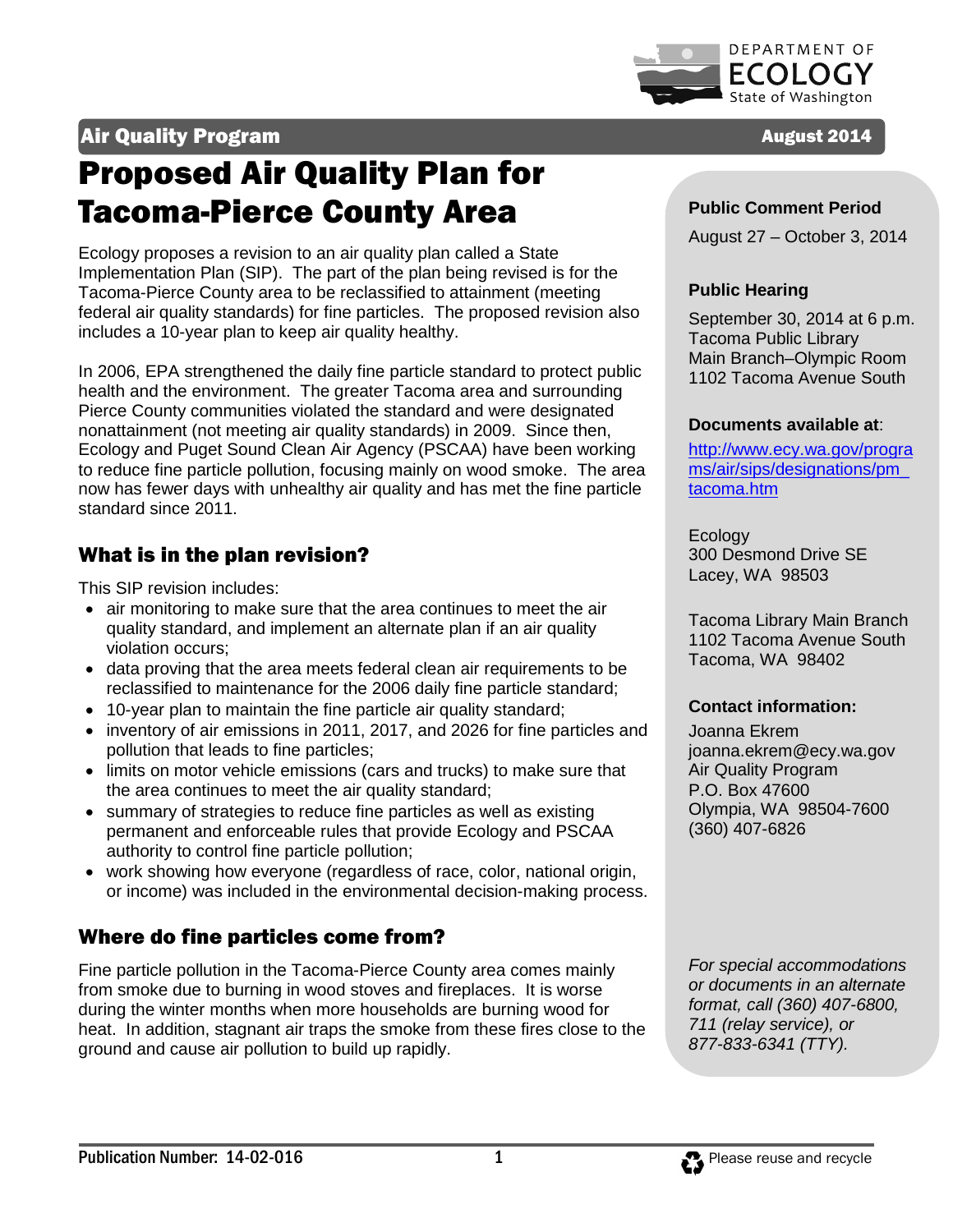Air Quality Program | August 2014

# Proposed Air Quality Plan for Tacoma-Pierce County Area

Ecology proposes a revision to an air quality plan called a State Implementation Plan (SIP). The part of the plan being revised is for the Tacoma-Pierce County area to be reclassified to attainment (meeting federal air quality standards) for fine particles. The proposed revision also includes a 10-year plan to keep air quality healthy.

In 2006, EPA strengthened the daily fine particle standard to protect public health and the environment. The greater Tacoma area and surrounding Pierce County communities violated the standard and were designated nonattainment (not meeting air quality standards) in 2009. Since then, Ecology and Puget Sound Clean Air Agency (PSCAA) have been working to reduce fine particle pollution, focusing mainly on wood smoke. The area now has fewer days with unhealthy air quality and has met the fine particle standard since 2011.

## What is in the plan revision?

This SIP revision includes:

- air monitoring to make sure that the area continues to meet the air quality standard, and implement an alternate plan if an air quality violation occurs;
- data proving that the area meets federal clean air requirements to be reclassified to maintenance for the 2006 daily fine particle standard;
- 10-year plan to maintain the fine particle air quality standard;
- inventory of air emissions in 2011, 2017, and 2026 for fine particles and pollution that leads to fine particles;
- limits on motor vehicle emissions (cars and trucks) to make sure that the area continues to meet the air quality standard;
- summary of strategies to reduce fine particles as well as existing permanent and enforceable rules that provide Ecology and PSCAA authority to control fine particle pollution;
- work showing how everyone (regardless of race, color, national origin, or income) was included in the environmental decision-making process.

## Where do fine particles come from?

Fine particle pollution in the Tacoma-Pierce County area comes mainly from smoke due to burning in wood stoves and fireplaces. It is worse during the winter months when more households are burning wood for heat. In addition, stagnant air traps the smoke from these fires close to the ground and cause air pollution to build up rapidly.

**Public Comment Period**

August 27 – October 3, 2014

**Public Hearing**

September 30, 2014 at 6 p.m.
Tacoma Public Library
Main Branch–Olympic Room
1102 Tacoma Avenue South

**Documents available at**:

http://www.ecy.wa.gov/programs/air/sips/designations/pm_tacoma.htm

Ecology
300 Desmond Drive SE
Lacey, WA 98503

Tacoma Library Main Branch
1102 Tacoma Avenue South
Tacoma, WA 98402

**Contact information:**

Joanna Ekrem
joanna.ekrem@ecy.wa.gov
Air Quality Program
P.O. Box 47600
Olympia, WA 98504-7600
(360) 407-6826

*For special accommodations or documents in an alternate format, call (360) 407-6800, 711 (relay service), or 877-833-6341 (TTY).*

Publication Number: 14-02-016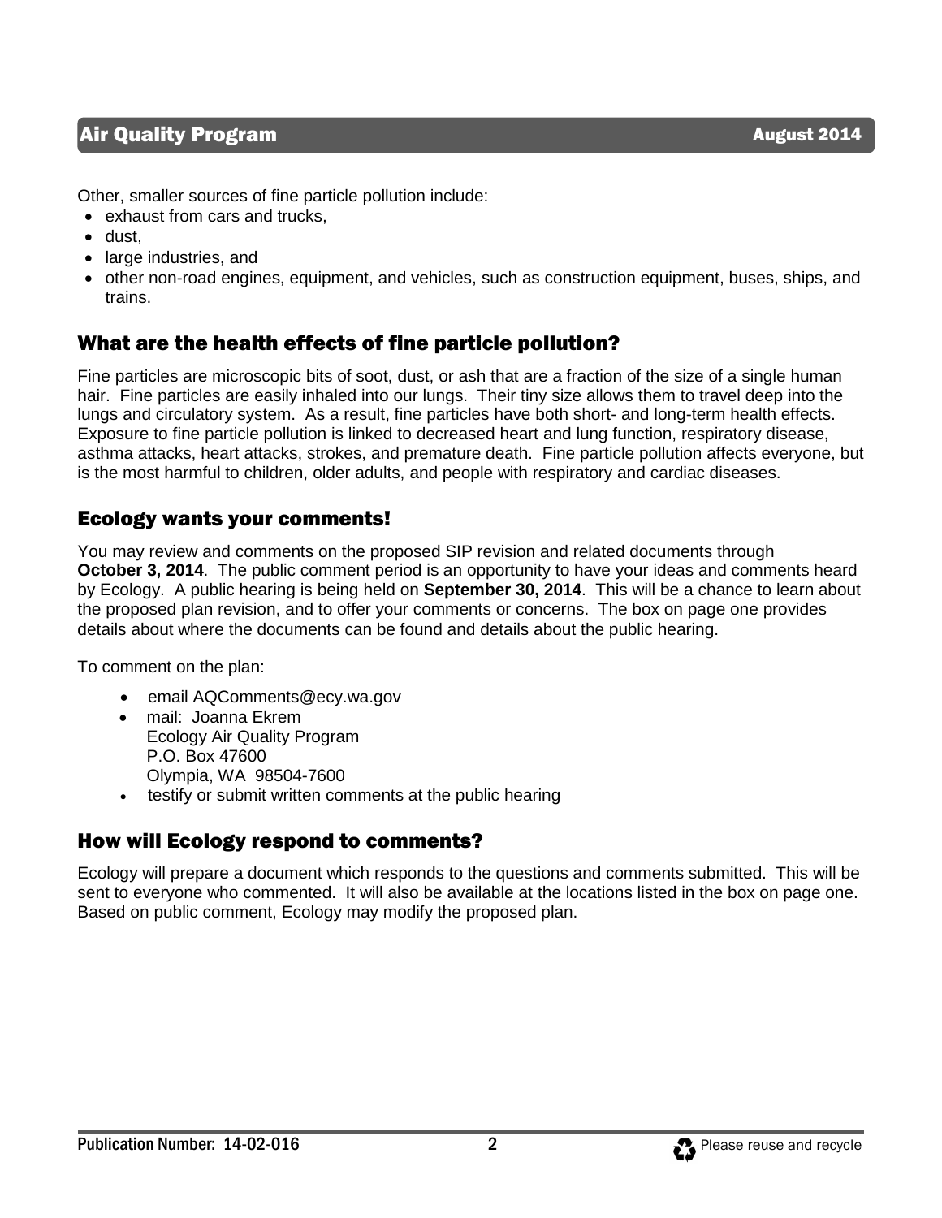Other, smaller sources of fine particle pollution include:

- exhaust from cars and trucks,
- dust,
- large industries, and
- other non-road engines, equipment, and vehicles, such as construction equipment, buses, ships, and trains.

## What are the health effects of fine particle pollution?

Fine particles are microscopic bits of soot, dust, or ash that are a fraction of the size of a single human hair. Fine particles are easily inhaled into our lungs. Their tiny size allows them to travel deep into the lungs and circulatory system. As a result, fine particles have both short- and long-term health effects. Exposure to fine particle pollution is linked to decreased heart and lung function, respiratory disease, asthma attacks, heart attacks, strokes, and premature death. Fine particle pollution affects everyone, but is the most harmful to children, older adults, and people with respiratory and cardiac diseases.

## Ecology wants your comments!

You may review and comments on the proposed SIP revision and related documents through **October 3, 2014**. The public comment period is an opportunity to have your ideas and comments heard by Ecology. A public hearing is being held on **September 30, 2014**. This will be a chance to learn about the proposed plan revision, and to offer your comments or concerns. The box on page one provides details about where the documents can be found and details about the public hearing.

To comment on the plan:

- email AQComments@ecy.wa.gov
- mail: Joanna Ekrem
  Ecology Air Quality Program
  P.O. Box 47600
  Olympia, WA 98504-7600
- testify or submit written comments at the public hearing

## How will Ecology respond to comments?

Ecology will prepare a document which responds to the questions and comments submitted. This will be sent to everyone who commented. It will also be available at the locations listed in the box on page one. Based on public comment, Ecology may modify the proposed plan.